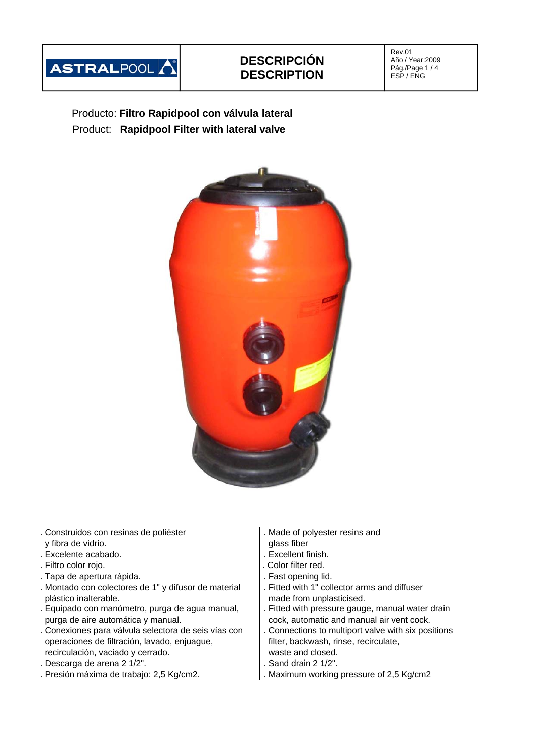| ASTRALPOOL | **DESCRIPCIÓN**<br>**DESCRIPTION** | Rev.01<br>Año / Year:2009<br>Pág./Page 1 / 4<br>ESP / ENG |
|---|---|---|

Producto: **Filtro Rapidpool con válvula lateral**

Product: **Rapidpool Filter with lateral valve**

. Construidos con resinas de poliéster y fibra de vidrio.
. Excelente acabado.
. Filtro color rojo.
. Tapa de apertura rápida.
. Montado con colectores de 1" y difusor de material plástico inalterable.
. Equipado con manómetro, purga de agua manual, purga de aire automática y manual.
. Conexiones para válvula selectora de seis vías con operaciones de filtración, lavado, enjuague, recirculación, vaciado y cerrado.
. Descarga de arena 2 1/2".
. Presión máxima de trabajo: 2,5 Kg/cm2.

. Made of polyester resins and glass fiber
. Excellent finish.
. Color filter red.
. Fast opening lid.
. Fitted with 1" collector arms and diffuser made from unplasticised.
. Fitted with pressure gauge, manual water drain cock, automatic and manual air vent cock.
. Connections to multiport valve with six positions filter, backwash, rinse, recirculate, waste and closed.
. Sand drain 2 1/2".
. Maximum working pressure of 2,5 Kg/cm2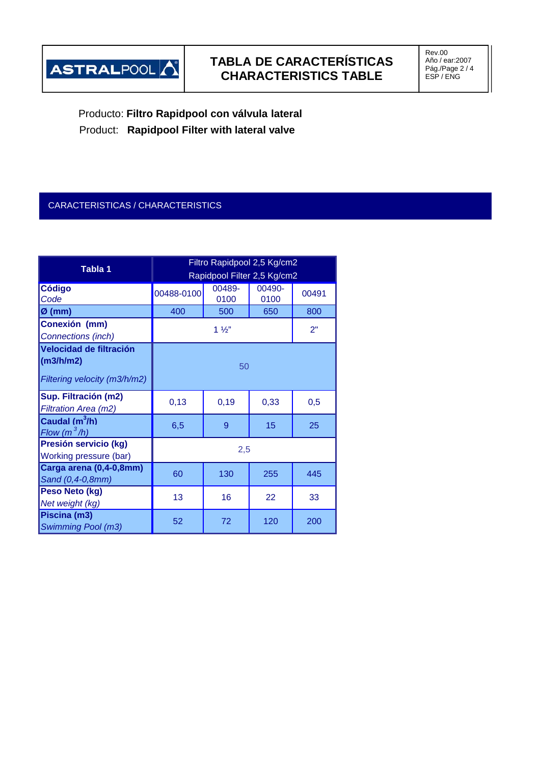# TABLA DE CARACTERÍSTICAS
# CHARACTERISTICS TABLE

Producto: **Filtro Rapidpool con válvula lateral**

Product: **Rapidpool Filter with lateral valve**

## CARACTERISTICAS / CHARACTERISTICS

| **Tabla 1** | Filtro Rapidpool 2,5 Kg/cm2 Rapidpool Filter 2,5 Kg/cm2 | | | |
|---|---|---|---|---|
| **Código** *Code* | 00488-0100 | 00489-0100 | 00490-0100 | 00491 |
| **Ø (mm)** | 400 | 500 | 650 | 800 |
| **Conexión (mm)** *Connections (inch)* | 1 ½" | | | 2" |
| **Velocidad de filtración (m3/h/m2)** *Filtering velocity (m3/h/m2)* | 50 | | | |
| **Sup. Filtración (m2)** *Filtration Area (m2)* | 0,13 | 0,19 | 0,33 | 0,5 |
| **Caudal ($m^3$/h)** *Flow ($m^3$/h)* | 6,5 | 9 | 15 | 25 |
| **Presión servicio (kg)** Working pressure (bar) | 2,5 | | | |
| **Carga arena (0,4-0,8mm)** *Sand (0,4-0,8mm)* | 60 | 130 | 255 | 445 |
| **Peso Neto (kg)** *Net weight (kg)* | 13 | 16 | 22 | 33 |
| **Piscina (m3)** *Swimming Pool (m3)* | 52 | 72 | 120 | 200 |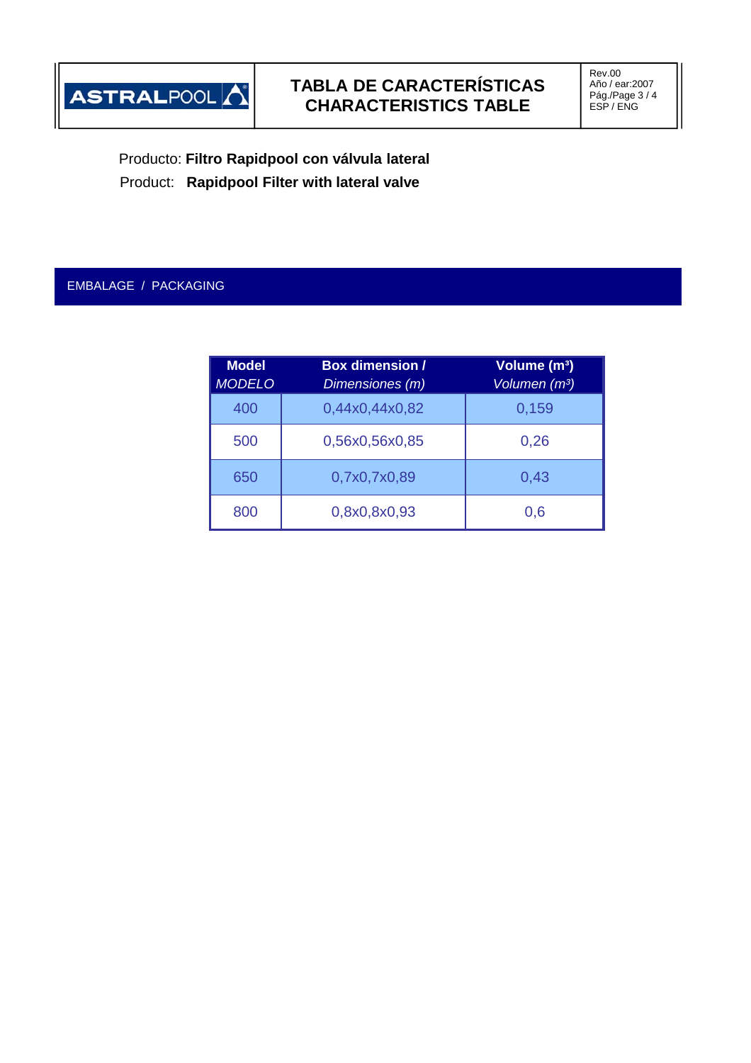# TABLA DE CARACTERÍSTICAS
# CHARACTERISTICS TABLE

Producto: **Filtro Rapidpool con válvula lateral**

Product: **Rapidpool Filter with lateral valve**

## EMBALAGE / PACKAGING

| **Model** *MODELO* | **Box dimension /** *Dimensiones (m)* | **Volume (m³)** *Volumen (m³)* |
|---|---|---|
| 400 | 0,44x0,44x0,82 | 0,159 |
| 500 | 0,56x0,56x0,85 | 0,26 |
| 650 | 0,7x0,7x0,89 | 0,43 |
| 800 | 0,8x0,8x0,93 | 0,6 |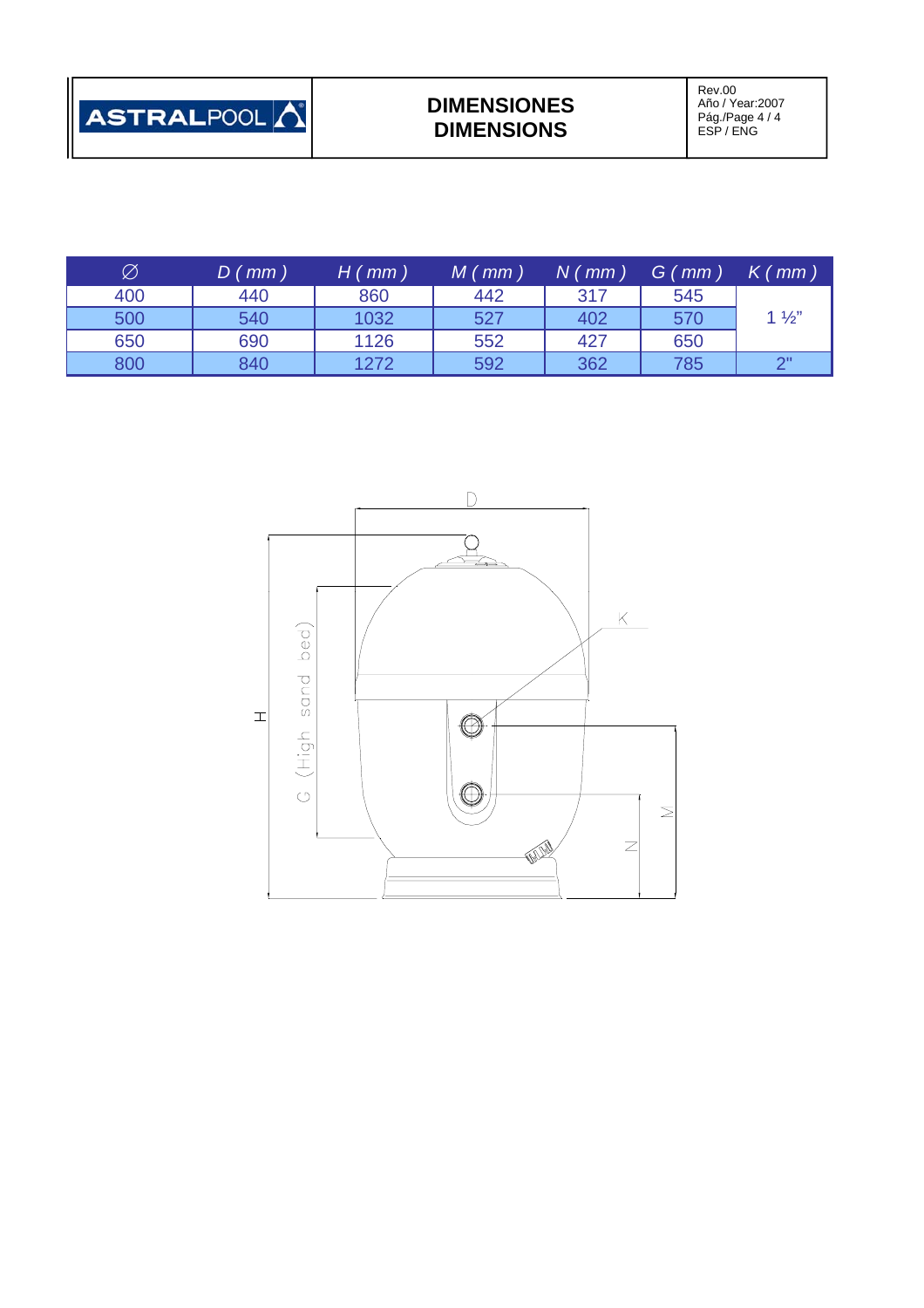# DIMENSIONES
# DIMENSIONS

| ∅ | D ( mm ) | H ( mm ) | M ( mm ) | N ( mm ) | G ( mm ) | K ( mm ) |
|---|---|---|---|---|---|---|
| 400 | 440 | 860 | 442 | 317 | 545 | 1 ½" |
| 500 | 540 | 1032 | 527 | 402 | 570 | |
| 650 | 690 | 1126 | 552 | 427 | 650 | |
| 800 | 840 | 1272 | 592 | 362 | 785 | 2" |

D

K

H

G (High sand bed)

M

N